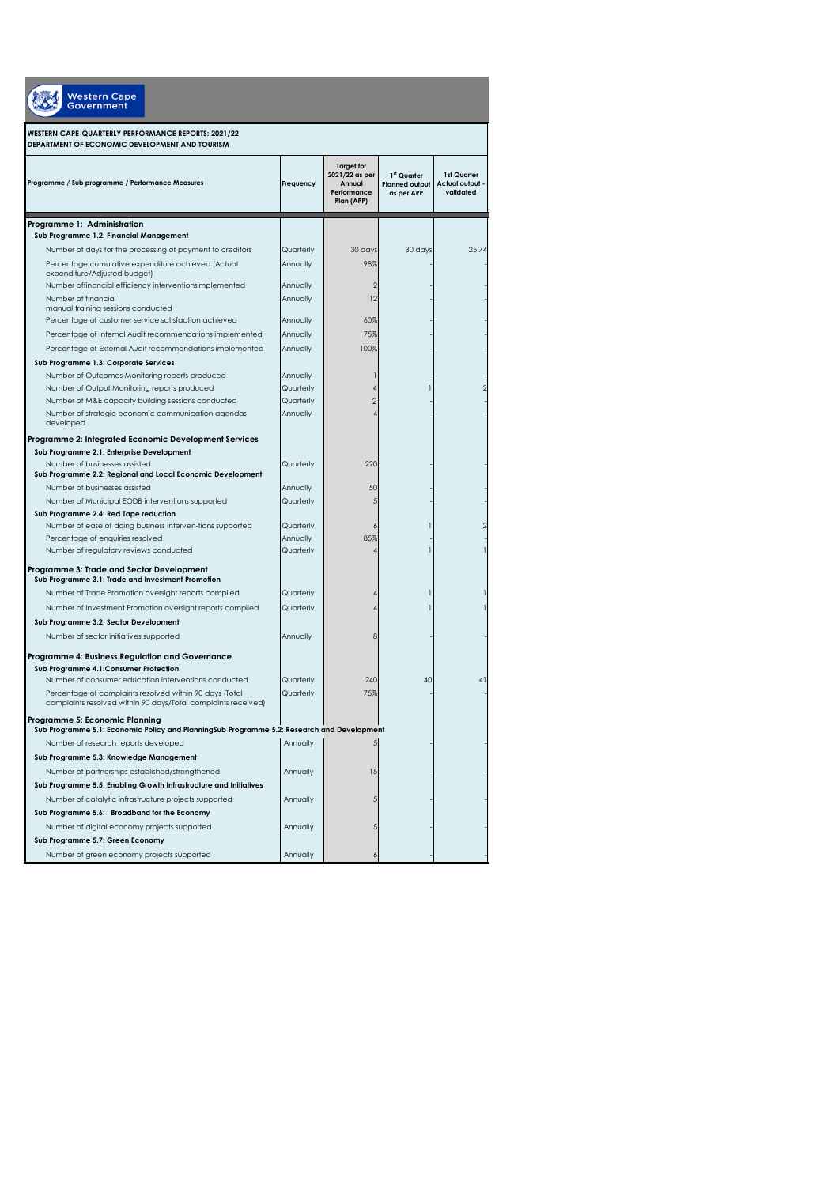Western Cape Government

**WESTERN CAPE-QUARTERLY PERFORMANCE REPORTS: 2021/22**
**DEPARTMENT OF ECONOMIC DEVELOPMENT AND TOURISM**

| Programme / Sub programme / Performance Measures | Frequency | Target for 2021/22 as per Annual Performance Plan (APP) | 1st Quarter Planned output as per APP | 1st Quarter Actual output - validated |
|---|---|---|---|---|
| **Programme 1: Administration** | | | | |
| **Sub Programme 1.2: Financial Management** | | | | |
| Number of days for the processing of payment to creditors | Quarterly | 30 days | 30 days | 25.74 |
| Percentage cumulative expenditure achieved (Actual expenditure/Adjusted budget) | Annually | 98% | - | - |
| Number offinancial efficiency interventionsimplemented | Annually | 2 | - | - |
| Number of financial manual training sessions conducted | Annually | 12 | - | - |
| Percentage of customer service satisfaction achieved | Annually | 60% | - | - |
| Percentage of Internal Audit recommendations implemented | Annually | 75% | - | - |
| Percentage of External Audit recommendations implemented | Annually | 100% | - | - |
| **Sub Programme 1.3: Corporate Services** | | | | |
| Number of Outcomes Monitoring reports produced | Annually | 1 | - | - |
| Number of Output Monitoring reports produced | Quarterly | 4 | 1 | 2 |
| Number of M&E capacity building sessions conducted | Quarterly | 2 | - | - |
| Number of strategic economic communication agendas developed | Annually | 4 | - | - |
| **Programme 2: Integrated Economic Development Services** | | | | |
| **Sub Programme 2.1: Enterprise Development** | | | | |
| Number of businesses assisted | Quarterly | 220 | - | - |
| **Sub Programme 2.2: Regional and Local Economic Development** | | | | |
| Number of businesses assisted | Annually | 50 | - | - |
| Number of Municipal EODB interventions supported | Quarterly | 5 | - | - |
| **Sub Programme 2.4: Red Tape reduction** | | | | |
| Number of ease of doing business interven-tions supported | Quarterly | 6 | 1 | 2 |
| Percentage of enquiries resolved | Annually | 85% | - | - |
| Number of regulatory reviews conducted | Quarterly | 4 | 1 | 1 |
| **Programme 3: Trade and Sector Development** | | | | |
| **Sub Programme 3.1: Trade and Investment Promotion** | | | | |
| Number of Trade Promotion oversight reports compiled | Quarterly | 4 | 1 | 1 |
| Number of Investment Promotion oversight reports compiled | Quarterly | 4 | 1 | 1 |
| **Sub Programme 3.2: Sector Development** | | | | |
| Number of sector initiatives supported | Annually | 8 | - | - |
| **Programme 4: Business Regulation and Governance** | | | | |
| **Sub Programme 4.1:Consumer Protection** | | | | |
| Number of consumer education interventions conducted | Quarterly | 240 | 40 | 41 |
| Percentage of complaints resolved within 90 days (Total complaints resolved within 90 days/Total complaints received) | Quarterly | 75% | - | - |
| **Programme 5: Economic Planning** | | | | |
| **Sub Programme 5.1: Economic Policy and PlanningSub Programme 5.2: Research and Development** | | | | |
| Number of research reports developed | Annually | 5 | - | - |
| **Sub Programme 5.3: Knowledge Management** | | | | |
| Number of partnerships established/strengthened | Annually | 15 | - | - |
| **Sub Programme 5.5: Enabling Growth Infrastructure and Initiatives** | | | | |
| Number of catalytic infrastructure projects supported | Annually | 5 | - | - |
| **Sub Programme 5.6: Broadband for the Economy** | | | | |
| Number of digital economy projects supported | Annually | 5 | - | - |
| **Sub Programme 5.7: Green Economy** | | | | |
| Number of green economy projects supported | Annually | 6 | - | - |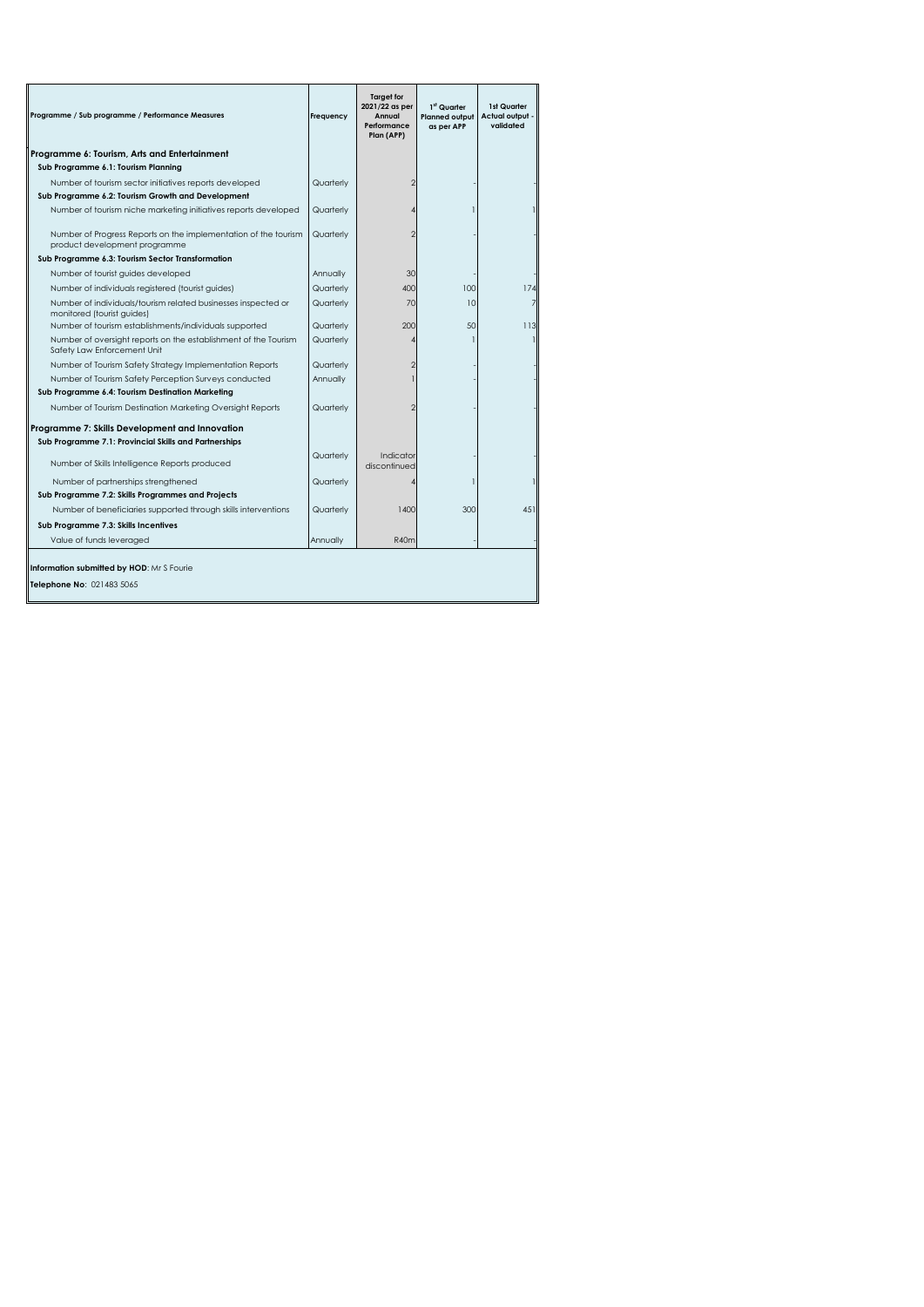| Programme / Sub programme / Performance Measures | Frequency | Target for 2021/22 as per Annual Performance Plan (APP) | 1st Quarter Planned output as per APP | 1st Quarter Actual output - validated |
|---|---|---|---|---|
| **Programme 6: Tourism, Arts and Entertainment** | | | | |
| **Sub Programme 6.1: Tourism Planning** | | | | |
| Number of tourism sector initiatives reports developed | Quarterly | 2 | - | - |
| **Sub Programme 6.2: Tourism Growth and Development** | | | | |
| Number of tourism niche marketing initiatives reports developed | Quarterly | 4 | 1 | 1 |
| Number of Progress Reports on the implementation of the tourism product development programme | Quarterly | 2 | - | - |
| **Sub Programme 6.3: Tourism Sector Transformation** | | | | |
| Number of tourist guides developed | Annually | 30 | - | - |
| Number of individuals registered (tourist guides) | Quarterly | 400 | 100 | 174 |
| Number of individuals/tourism related businesses inspected or monitored (tourist guides) | Quarterly | 70 | 10 | 7 |
| Number of tourism establishments/individuals supported | Quarterly | 200 | 50 | 113 |
| Number of oversight reports on the establishment of the Tourism Safety Law Enforcement Unit | Quarterly | 4 | 1 | 1 |
| Number of Tourism Safety Strategy Implementation Reports | Quarterly | 2 | - | - |
| Number of Tourism Safety Perception Surveys conducted | Annually | 1 | - | - |
| **Sub Programme 6.4: Tourism Destination Marketing** | | | | |
| Number of Tourism Destination Marketing Oversight Reports | Quarterly | 2 | - | - |
| **Programme 7: Skills Development and Innovation** | | | | |
| **Sub Programme 7.1: Provincial Skills and Partnerships** | | | | |
| Number of Skills Intelligence Reports produced | Quarterly | Indicator discontinued | - | - |
| Number of partnerships strengthened | Quarterly | 4 | 1 | 1 |
| **Sub Programme 7.2: Skills Programmes and Projects** | | | | |
| Number of beneficiaries supported through skills interventions | Quarterly | 1400 | 300 | 451 |
| **Sub Programme 7.3: Skills Incentives** | | | | |
| Value of funds leveraged | Annually | R40m | - | - |

**Information submitted by HOD**: Mr S Fourie

**Telephone No**: 021483 5065